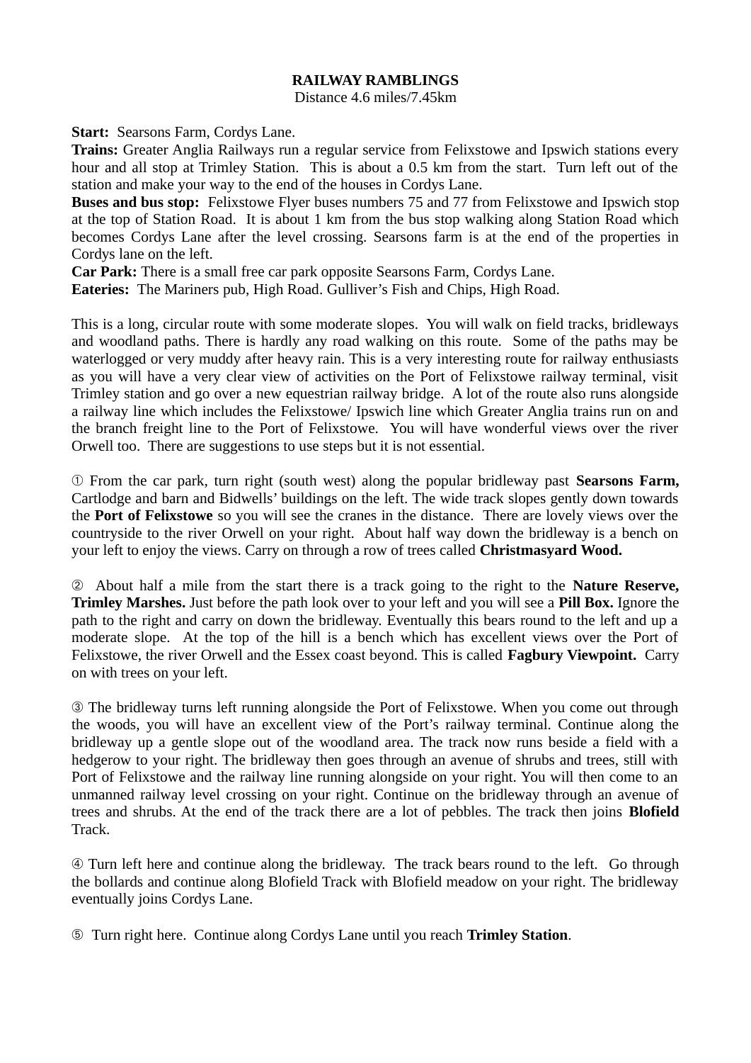# RAILWAY RAMBLINGS

Distance 4.6 miles/7.45km

**Start:** Searsons Farm, Cordys Lane.

**Trains:** Greater Anglia Railways run a regular service from Felixstowe and Ipswich stations every hour and all stop at Trimley Station. This is about a 0.5 km from the start. Turn left out of the station and make your way to the end of the houses in Cordys Lane.

**Buses and bus stop:** Felixstowe Flyer buses numbers 75 and 77 from Felixstowe and Ipswich stop at the top of Station Road. It is about 1 km from the bus stop walking along Station Road which becomes Cordys Lane after the level crossing. Searsons farm is at the end of the properties in Cordys lane on the left.

**Car Park:** There is a small free car park opposite Searsons Farm, Cordys Lane.

**Eateries:** The Mariners pub, High Road. Gulliver's Fish and Chips, High Road.

This is a long, circular route with some moderate slopes. You will walk on field tracks, bridleways and woodland paths. There is hardly any road walking on this route. Some of the paths may be waterlogged or very muddy after heavy rain. This is a very interesting route for railway enthusiasts as you will have a very clear view of activities on the Port of Felixstowe railway terminal, visit Trimley station and go over a new equestrian railway bridge. A lot of the route also runs alongside a railway line which includes the Felixstowe/ Ipswich line which Greater Anglia trains run on and the branch freight line to the Port of Felixstowe. You will have wonderful views over the river Orwell too. There are suggestions to use steps but it is not essential.

① From the car park, turn right (south west) along the popular bridleway past **Searsons Farm,** Cartlodge and barn and Bidwells' buildings on the left. The wide track slopes gently down towards the **Port of Felixstowe** so you will see the cranes in the distance. There are lovely views over the countryside to the river Orwell on your right. About half way down the bridleway is a bench on your left to enjoy the views. Carry on through a row of trees called **Christmasyard Wood.**

② About half a mile from the start there is a track going to the right to the **Nature Reserve, Trimley Marshes.** Just before the path look over to your left and you will see a **Pill Box.** Ignore the path to the right and carry on down the bridleway. Eventually this bears round to the left and up a moderate slope. At the top of the hill is a bench which has excellent views over the Port of Felixstowe, the river Orwell and the Essex coast beyond. This is called **Fagbury Viewpoint.** Carry on with trees on your left.

③ The bridleway turns left running alongside the Port of Felixstowe. When you come out through the woods, you will have an excellent view of the Port's railway terminal. Continue along the bridleway up a gentle slope out of the woodland area. The track now runs beside a field with a hedgerow to your right. The bridleway then goes through an avenue of shrubs and trees, still with Port of Felixstowe and the railway line running alongside on your right. You will then come to an unmanned railway level crossing on your right. Continue on the bridleway through an avenue of trees and shrubs. At the end of the track there are a lot of pebbles. The track then joins **Blofield** Track.

④ Turn left here and continue along the bridleway. The track bears round to the left. Go through the bollards and continue along Blofield Track with Blofield meadow on your right. The bridleway eventually joins Cordys Lane.

⑤ Turn right here. Continue along Cordys Lane until you reach **Trimley Station**.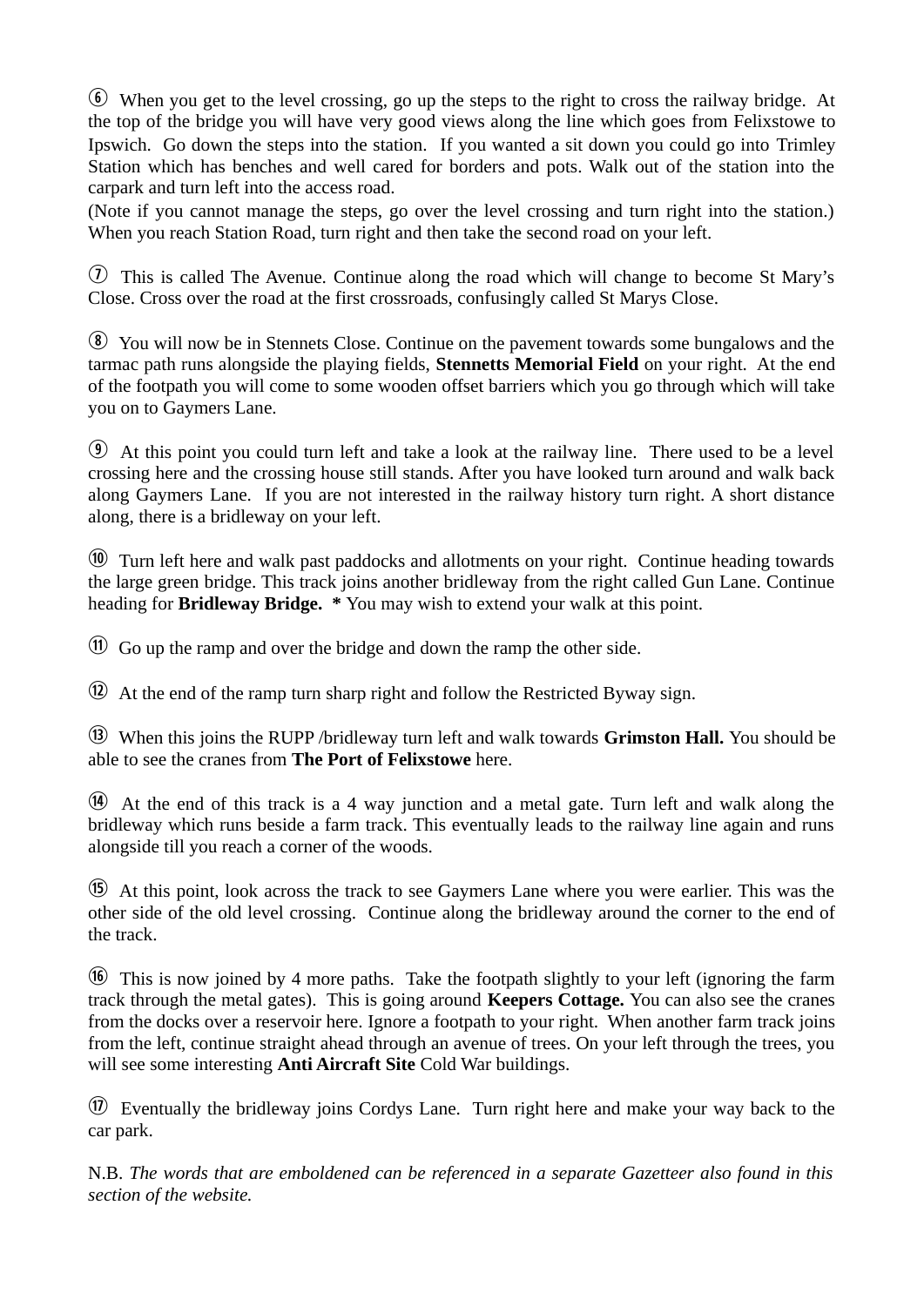⑥ When you get to the level crossing, go up the steps to the right to cross the railway bridge. At the top of the bridge you will have very good views along the line which goes from Felixstowe to Ipswich. Go down the steps into the station. If you wanted a sit down you could go into Trimley Station which has benches and well cared for borders and pots. Walk out of the station into the carpark and turn left into the access road.
(Note if you cannot manage the steps, go over the level crossing and turn right into the station.) When you reach Station Road, turn right and then take the second road on your left.

⑦ This is called The Avenue. Continue along the road which will change to become St Mary's Close. Cross over the road at the first crossroads, confusingly called St Marys Close.

⑧ You will now be in Stennets Close. Continue on the pavement towards some bungalows and the tarmac path runs alongside the playing fields, **Stennetts Memorial Field** on your right. At the end of the footpath you will come to some wooden offset barriers which you go through which will take you on to Gaymers Lane.

⑨ At this point you could turn left and take a look at the railway line. There used to be a level crossing here and the crossing house still stands. After you have looked turn around and walk back along Gaymers Lane. If you are not interested in the railway history turn right. A short distance along, there is a bridleway on your left.

⑩ Turn left here and walk past paddocks and allotments on your right. Continue heading towards the large green bridge. This track joins another bridleway from the right called Gun Lane. Continue heading for **Bridleway Bridge.** * You may wish to extend your walk at this point.

⑪ Go up the ramp and over the bridge and down the ramp the other side.

⑫ At the end of the ramp turn sharp right and follow the Restricted Byway sign.

⑬ When this joins the RUPP /bridleway turn left and walk towards **Grimston Hall.** You should be able to see the cranes from **The Port of Felixstowe** here.

⑭ At the end of this track is a 4 way junction and a metal gate. Turn left and walk along the bridleway which runs beside a farm track. This eventually leads to the railway line again and runs alongside till you reach a corner of the woods.

⑮ At this point, look across the track to see Gaymers Lane where you were earlier. This was the other side of the old level crossing. Continue along the bridleway around the corner to the end of the track.

⑯ This is now joined by 4 more paths. Take the footpath slightly to your left (ignoring the farm track through the metal gates). This is going around **Keepers Cottage.** You can also see the cranes from the docks over a reservoir here. Ignore a footpath to your right. When another farm track joins from the left, continue straight ahead through an avenue of trees. On your left through the trees, you will see some interesting **Anti Aircraft Site** Cold War buildings.

⑰ Eventually the bridleway joins Cordys Lane. Turn right here and make your way back to the car park.

N.B. *The words that are emboldened can be referenced in a separate Gazetteer also found in this section of the website.*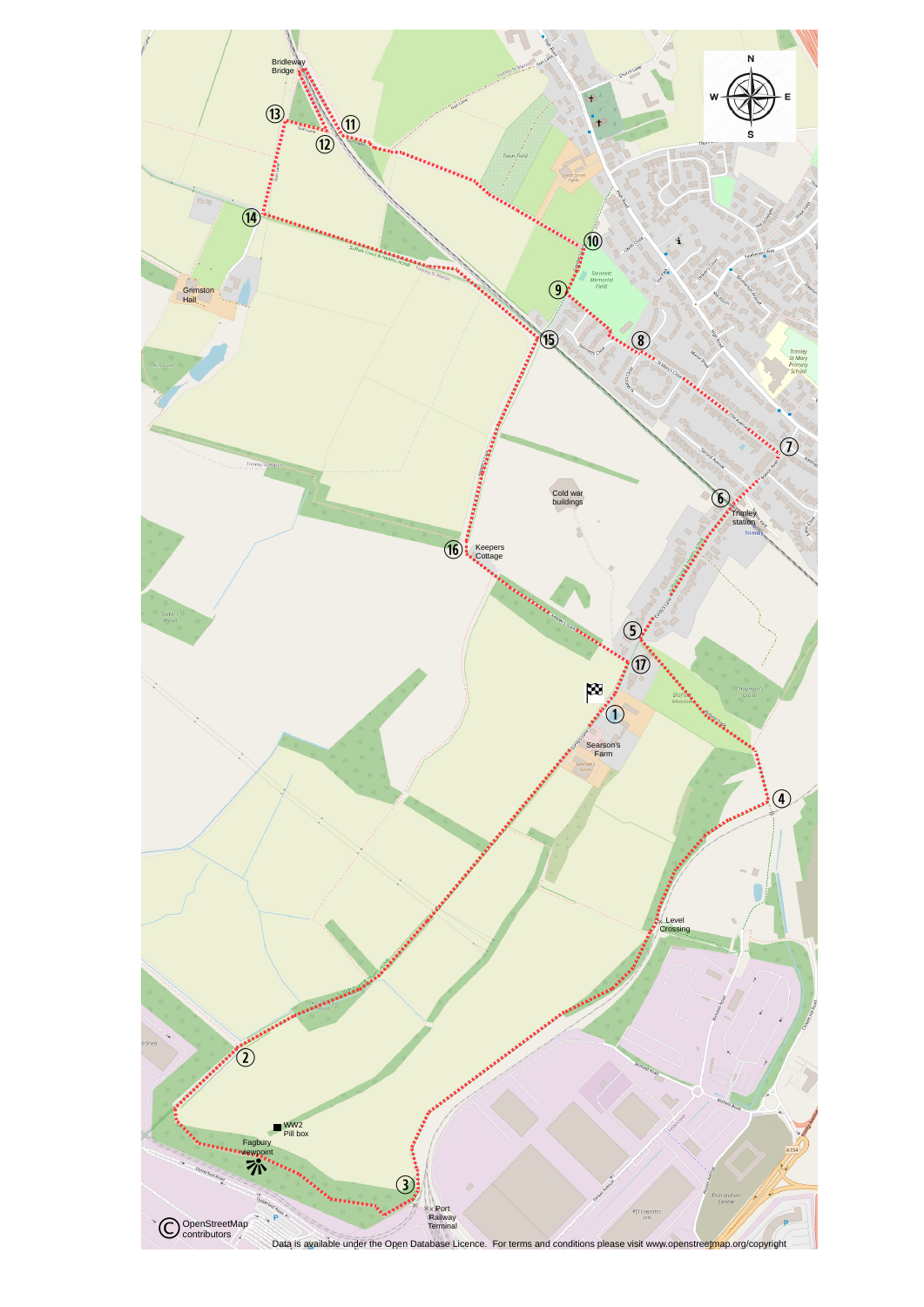N
W
E
S

Bridleway Bridge

13
11
12
14
10
9
8
15
7
6
16
5
17
1
4
3
2

Grimston Hall

Cold war buildings

Keepers Cottage

Trimley station

Searson's Farm

Level Crossing

WW2 Pill box

Fagbury viewpoint

Port Railway Terminal

© OpenStreetMap contributors

Data is available under the Open Database Licence. For terms and conditions please visit www.openstreetmap.org/copyright